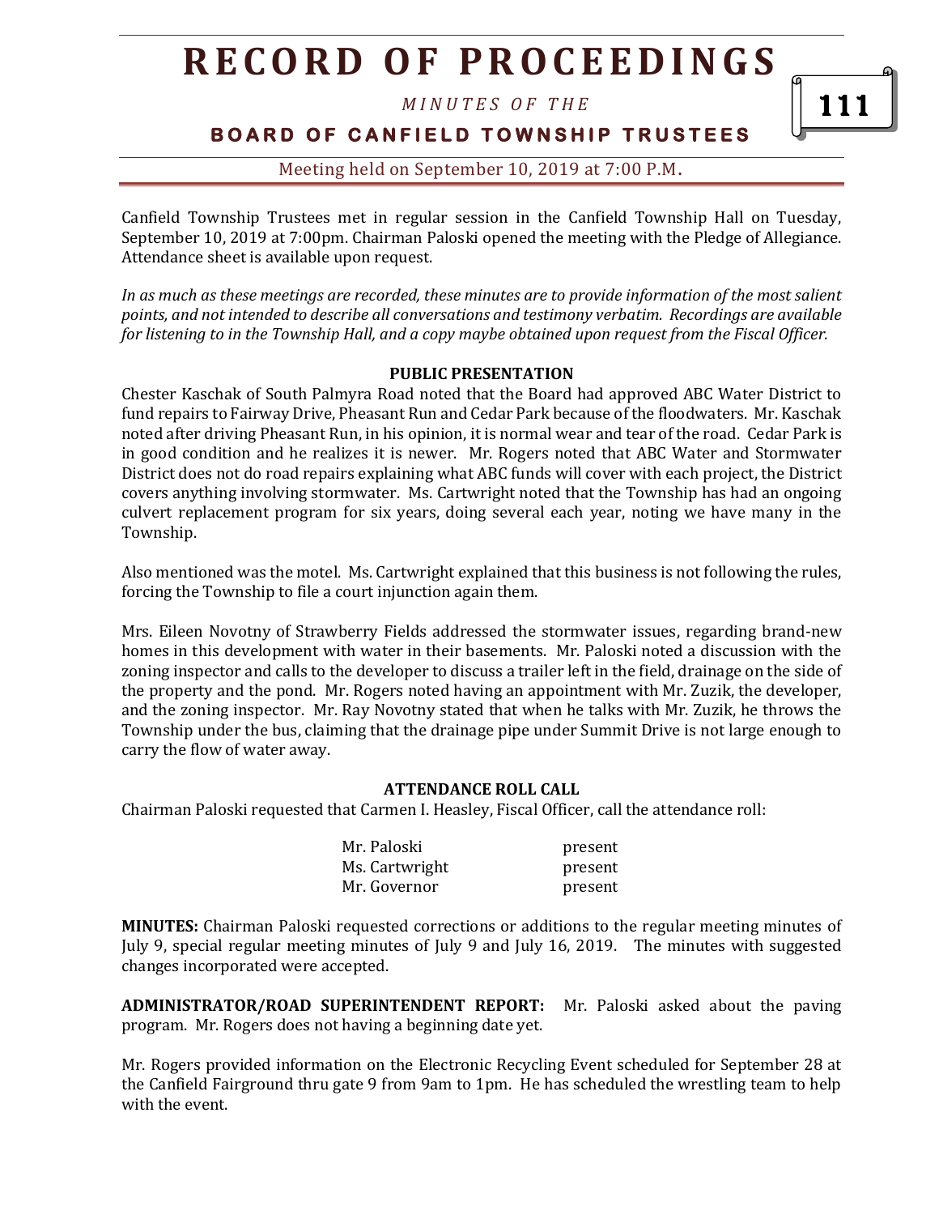# RECORD OF PROCEEDINGS

*MINUTES OF THE*

## BOARD OF CANFIELD TOWNSHIP TRUSTEES

Meeting held on September 10, 2019 at 7:00 P.M.

Canfield Township Trustees met in regular session in the Canfield Township Hall on Tuesday, September 10, 2019 at 7:00pm. Chairman Paloski opened the meeting with the Pledge of Allegiance. Attendance sheet is available upon request.

*In as much as these meetings are recorded, these minutes are to provide information of the most salient points, and not intended to describe all conversations and testimony verbatim. Recordings are available for listening to in the Township Hall, and a copy maybe obtained upon request from the Fiscal Officer.*

**PUBLIC PRESENTATION**

Chester Kaschak of South Palmyra Road noted that the Board had approved ABC Water District to fund repairs to Fairway Drive, Pheasant Run and Cedar Park because of the floodwaters. Mr. Kaschak noted after driving Pheasant Run, in his opinion, it is normal wear and tear of the road. Cedar Park is in good condition and he realizes it is newer. Mr. Rogers noted that ABC Water and Stormwater District does not do road repairs explaining what ABC funds will cover with each project, the District covers anything involving stormwater. Ms. Cartwright noted that the Township has had an ongoing culvert replacement program for six years, doing several each year, noting we have many in the Township.

Also mentioned was the motel. Ms. Cartwright explained that this business is not following the rules, forcing the Township to file a court injunction again them.

Mrs. Eileen Novotny of Strawberry Fields addressed the stormwater issues, regarding brand-new homes in this development with water in their basements. Mr. Paloski noted a discussion with the zoning inspector and calls to the developer to discuss a trailer left in the field, drainage on the side of the property and the pond. Mr. Rogers noted having an appointment with Mr. Zuzik, the developer, and the zoning inspector. Mr. Ray Novotny stated that when he talks with Mr. Zuzik, he throws the Township under the bus, claiming that the drainage pipe under Summit Drive is not large enough to carry the flow of water away.

**ATTENDANCE ROLL CALL**

Chairman Paloski requested that Carmen I. Heasley, Fiscal Officer, call the attendance roll:

| | |
|---|---|
| Mr. Paloski | present |
| Ms. Cartwright | present |
| Mr. Governor | present |

**MINUTES:** Chairman Paloski requested corrections or additions to the regular meeting minutes of July 9, special regular meeting minutes of July 9 and July 16, 2019. The minutes with suggested changes incorporated were accepted.

**ADMINISTRATOR/ROAD SUPERINTENDENT REPORT:** Mr. Paloski asked about the paving program. Mr. Rogers does not having a beginning date yet.

Mr. Rogers provided information on the Electronic Recycling Event scheduled for September 28 at the Canfield Fairground thru gate 9 from 9am to 1pm. He has scheduled the wrestling team to help with the event.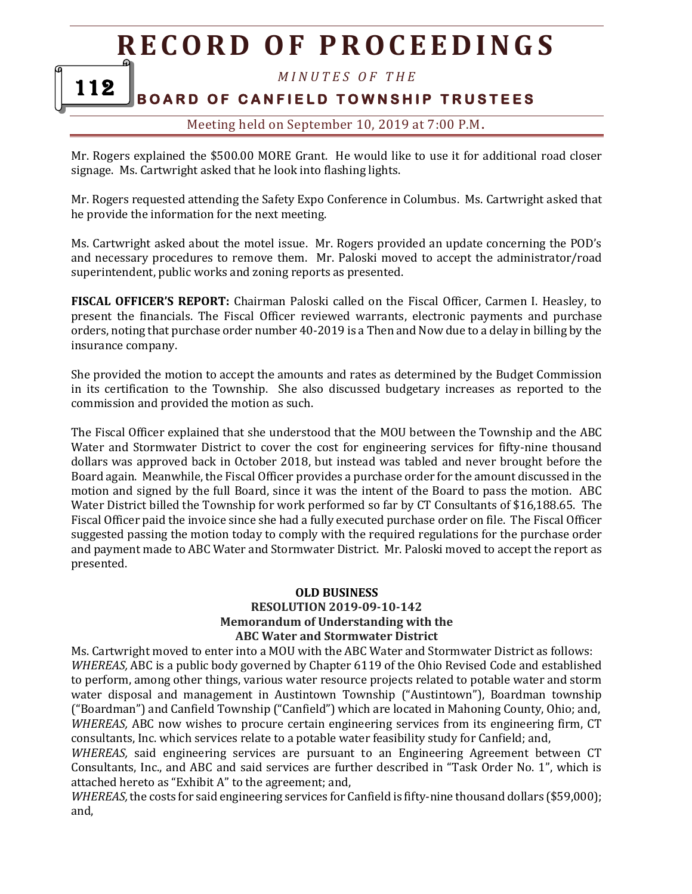Mr. Rogers explained the $500.00 MORE Grant. He would like to use it for additional road closer signage. Ms. Cartwright asked that he look into flashing lights.

Mr. Rogers requested attending the Safety Expo Conference in Columbus. Ms. Cartwright asked that he provide the information for the next meeting.

Ms. Cartwright asked about the motel issue. Mr. Rogers provided an update concerning the POD's and necessary procedures to remove them. Mr. Paloski moved to accept the administrator/road superintendent, public works and zoning reports as presented.

**FISCAL OFFICER'S REPORT:** Chairman Paloski called on the Fiscal Officer, Carmen I. Heasley, to present the financials. The Fiscal Officer reviewed warrants, electronic payments and purchase orders, noting that purchase order number 40-2019 is a Then and Now due to a delay in billing by the insurance company.

She provided the motion to accept the amounts and rates as determined by the Budget Commission in its certification to the Township. She also discussed budgetary increases as reported to the commission and provided the motion as such.

The Fiscal Officer explained that she understood that the MOU between the Township and the ABC Water and Stormwater District to cover the cost for engineering services for fifty-nine thousand dollars was approved back in October 2018, but instead was tabled and never brought before the Board again. Meanwhile, the Fiscal Officer provides a purchase order for the amount discussed in the motion and signed by the full Board, since it was the intent of the Board to pass the motion. ABC Water District billed the Township for work performed so far by CT Consultants of $16,188.65. The Fiscal Officer paid the invoice since she had a fully executed purchase order on file. The Fiscal Officer suggested passing the motion today to comply with the required regulations for the purchase order and payment made to ABC Water and Stormwater District. Mr. Paloski moved to accept the report as presented.

**OLD BUSINESS**
**RESOLUTION 2019-09-10-142**
**Memorandum of Understanding with the**
**ABC Water and Stormwater District**

Ms. Cartwright moved to enter into a MOU with the ABC Water and Stormwater District as follows:
*WHEREAS,* ABC is a public body governed by Chapter 6119 of the Ohio Revised Code and established to perform, among other things, various water resource projects related to potable water and storm water disposal and management in Austintown Township ("Austintown"), Boardman township ("Boardman") and Canfield Township ("Canfield") which are located in Mahoning County, Ohio; and,
*WHEREAS,* ABC now wishes to procure certain engineering services from its engineering firm, CT consultants, Inc. which services relate to a potable water feasibility study for Canfield; and,
*WHEREAS,* said engineering services are pursuant to an Engineering Agreement between CT Consultants, Inc., and ABC and said services are further described in "Task Order No. 1", which is attached hereto as "Exhibit A" to the agreement; and,
*WHEREAS,* the costs for said engineering services for Canfield is fifty-nine thousand dollars ($59,000); and,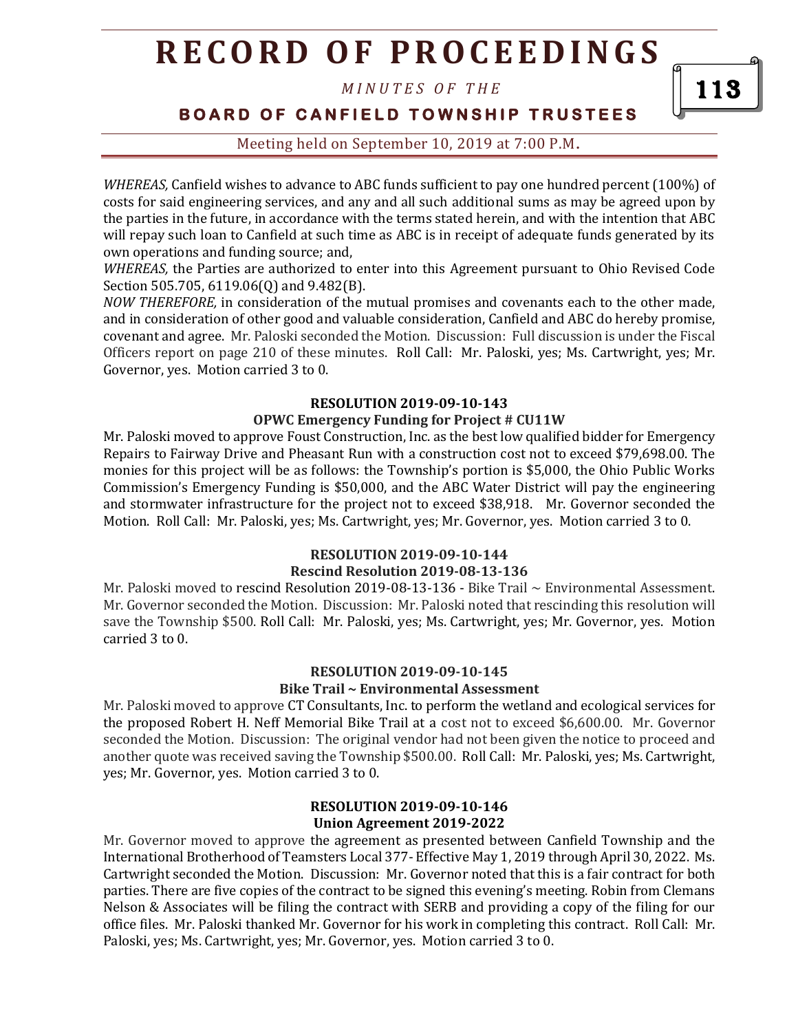*WHEREAS,* Canfield wishes to advance to ABC funds sufficient to pay one hundred percent (100%) of costs for said engineering services, and any and all such additional sums as may be agreed upon by the parties in the future, in accordance with the terms stated herein, and with the intention that ABC will repay such loan to Canfield at such time as ABC is in receipt of adequate funds generated by its own operations and funding source; and,

*WHEREAS,* the Parties are authorized to enter into this Agreement pursuant to Ohio Revised Code Section 505.705, 6119.06(Q) and 9.482(B).

*NOW THEREFORE,* in consideration of the mutual promises and covenants each to the other made, and in consideration of other good and valuable consideration, Canfield and ABC do hereby promise, covenant and agree. Mr. Paloski seconded the Motion. Discussion: Full discussion is under the Fiscal Officers report on page 210 of these minutes. Roll Call: Mr. Paloski, yes; Ms. Cartwright, yes; Mr. Governor, yes. Motion carried 3 to 0.

**RESOLUTION 2019-09-10-143**

**OPWC Emergency Funding for Project # CU11W**

Mr. Paloski moved to approve Foust Construction, Inc. as the best low qualified bidder for Emergency Repairs to Fairway Drive and Pheasant Run with a construction cost not to exceed $79,698.00. The monies for this project will be as follows: the Township's portion is $5,000, the Ohio Public Works Commission's Emergency Funding is $50,000, and the ABC Water District will pay the engineering and stormwater infrastructure for the project not to exceed $38,918. Mr. Governor seconded the Motion. Roll Call: Mr. Paloski, yes; Ms. Cartwright, yes; Mr. Governor, yes. Motion carried 3 to 0.

**RESOLUTION 2019-09-10-144**

**Rescind Resolution 2019-08-13-136**

Mr. Paloski moved to rescind Resolution 2019-08-13-136 - Bike Trail ~ Environmental Assessment. Mr. Governor seconded the Motion. Discussion: Mr. Paloski noted that rescinding this resolution will save the Township $500. Roll Call: Mr. Paloski, yes; Ms. Cartwright, yes; Mr. Governor, yes. Motion carried 3 to 0.

**RESOLUTION 2019-09-10-145**

**Bike Trail ~ Environmental Assessment**

Mr. Paloski moved to approve CT Consultants, Inc. to perform the wetland and ecological services for the proposed Robert H. Neff Memorial Bike Trail at a cost not to exceed $6,600.00. Mr. Governor seconded the Motion. Discussion: The original vendor had not been given the notice to proceed and another quote was received saving the Township $500.00. Roll Call: Mr. Paloski, yes; Ms. Cartwright, yes; Mr. Governor, yes. Motion carried 3 to 0.

**RESOLUTION 2019-09-10-146**

**Union Agreement 2019-2022**

Mr. Governor moved to approve the agreement as presented between Canfield Township and the International Brotherhood of Teamsters Local 377- Effective May 1, 2019 through April 30, 2022. Ms. Cartwright seconded the Motion. Discussion: Mr. Governor noted that this is a fair contract for both parties. There are five copies of the contract to be signed this evening's meeting. Robin from Clemans Nelson & Associates will be filing the contract with SERB and providing a copy of the filing for our office files. Mr. Paloski thanked Mr. Governor for his work in completing this contract. Roll Call: Mr. Paloski, yes; Ms. Cartwright, yes; Mr. Governor, yes. Motion carried 3 to 0.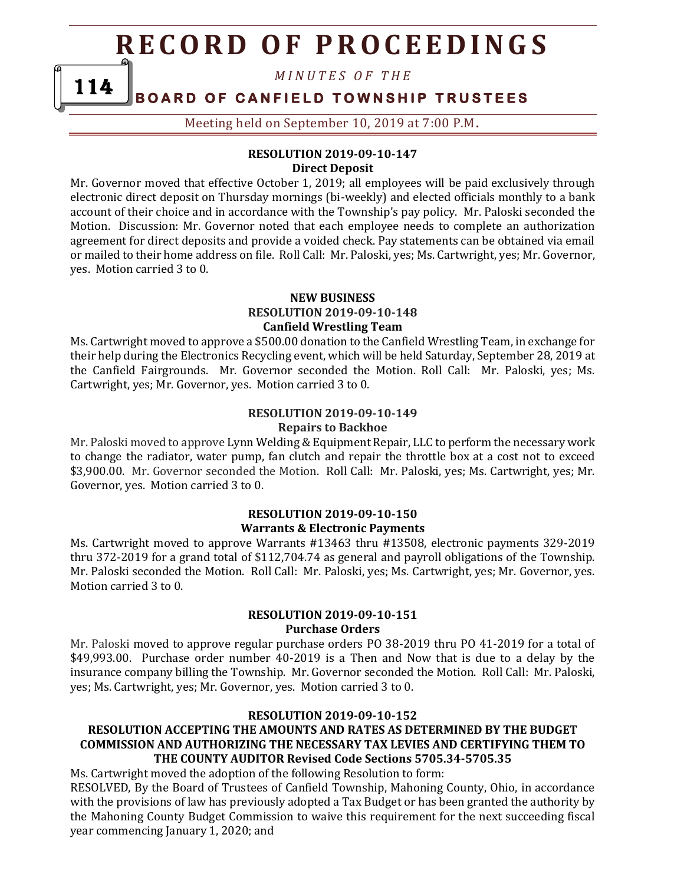**RESOLUTION 2019-09-10-147**
**Direct Deposit**

Mr. Governor moved that effective October 1, 2019; all employees will be paid exclusively through electronic direct deposit on Thursday mornings (bi-weekly) and elected officials monthly to a bank account of their choice and in accordance with the Township's pay policy. Mr. Paloski seconded the Motion. Discussion: Mr. Governor noted that each employee needs to complete an authorization agreement for direct deposits and provide a voided check. Pay statements can be obtained via email or mailed to their home address on file. Roll Call: Mr. Paloski, yes; Ms. Cartwright, yes; Mr. Governor, yes. Motion carried 3 to 0.

**NEW BUSINESS**
**RESOLUTION 2019-09-10-148**
**Canfield Wrestling Team**

Ms. Cartwright moved to approve a $500.00 donation to the Canfield Wrestling Team, in exchange for their help during the Electronics Recycling event, which will be held Saturday, September 28, 2019 at the Canfield Fairgrounds. Mr. Governor seconded the Motion. Roll Call: Mr. Paloski, yes; Ms. Cartwright, yes; Mr. Governor, yes. Motion carried 3 to 0.

**RESOLUTION 2019-09-10-149**
**Repairs to Backhoe**

Mr. Paloski moved to approve Lynn Welding & Equipment Repair, LLC to perform the necessary work to change the radiator, water pump, fan clutch and repair the throttle box at a cost not to exceed $3,900.00. Mr. Governor seconded the Motion. Roll Call: Mr. Paloski, yes; Ms. Cartwright, yes; Mr. Governor, yes. Motion carried 3 to 0.

**RESOLUTION 2019-09-10-150**
**Warrants & Electronic Payments**

Ms. Cartwright moved to approve Warrants #13463 thru #13508, electronic payments 329-2019 thru 372-2019 for a grand total of $112,704.74 as general and payroll obligations of the Township. Mr. Paloski seconded the Motion. Roll Call: Mr. Paloski, yes; Ms. Cartwright, yes; Mr. Governor, yes. Motion carried 3 to 0.

**RESOLUTION 2019-09-10-151**
**Purchase Orders**

Mr. Paloski moved to approve regular purchase orders PO 38-2019 thru PO 41-2019 for a total of $49,993.00. Purchase order number 40-2019 is a Then and Now that is due to a delay by the insurance company billing the Township. Mr. Governor seconded the Motion. Roll Call: Mr. Paloski, yes; Ms. Cartwright, yes; Mr. Governor, yes. Motion carried 3 to 0.

**RESOLUTION 2019-09-10-152**
**RESOLUTION ACCEPTING THE AMOUNTS AND RATES AS DETERMINED BY THE BUDGET COMMISSION AND AUTHORIZING THE NECESSARY TAX LEVIES AND CERTIFYING THEM TO THE COUNTY AUDITOR Revised Code Sections 5705.34-5705.35**

Ms. Cartwright moved the adoption of the following Resolution to form:

RESOLVED, By the Board of Trustees of Canfield Township, Mahoning County, Ohio, in accordance with the provisions of law has previously adopted a Tax Budget or has been granted the authority by the Mahoning County Budget Commission to waive this requirement for the next succeeding fiscal year commencing January 1, 2020; and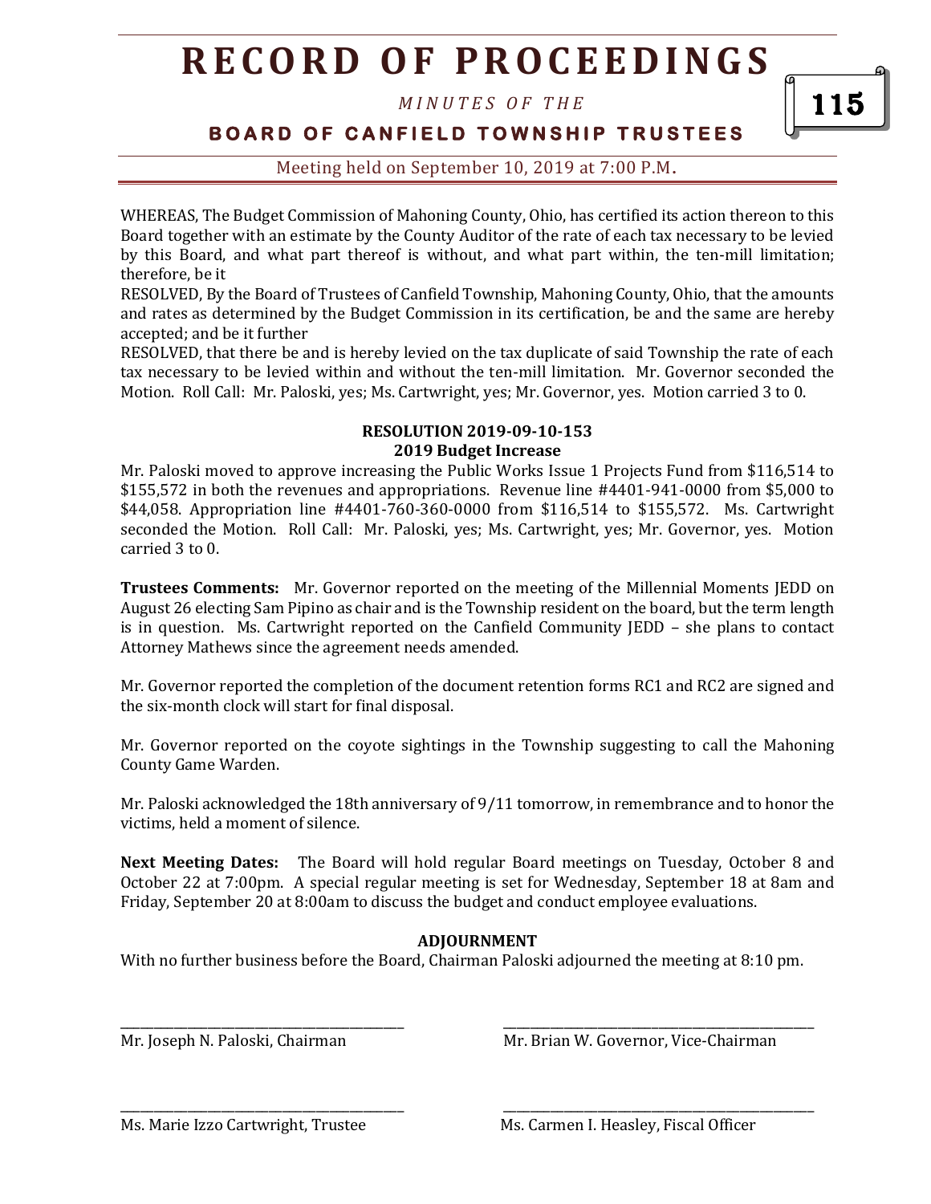WHEREAS, The Budget Commission of Mahoning County, Ohio, has certified its action thereon to this Board together with an estimate by the County Auditor of the rate of each tax necessary to be levied by this Board, and what part thereof is without, and what part within, the ten-mill limitation; therefore, be it

RESOLVED, By the Board of Trustees of Canfield Township, Mahoning County, Ohio, that the amounts and rates as determined by the Budget Commission in its certification, be and the same are hereby accepted; and be it further

RESOLVED, that there be and is hereby levied on the tax duplicate of said Township the rate of each tax necessary to be levied within and without the ten-mill limitation. Mr. Governor seconded the Motion. Roll Call: Mr. Paloski, yes; Ms. Cartwright, yes; Mr. Governor, yes. Motion carried 3 to 0.

**RESOLUTION 2019-09-10-153**
**2019 Budget Increase**

Mr. Paloski moved to approve increasing the Public Works Issue 1 Projects Fund from $116,514 to $155,572 in both the revenues and appropriations. Revenue line #4401-941-0000 from $5,000 to $44,058. Appropriation line #4401-760-360-0000 from $116,514 to $155,572. Ms. Cartwright seconded the Motion. Roll Call: Mr. Paloski, yes; Ms. Cartwright, yes; Mr. Governor, yes. Motion carried 3 to 0.

**Trustees Comments:** Mr. Governor reported on the meeting of the Millennial Moments JEDD on August 26 electing Sam Pipino as chair and is the Township resident on the board, but the term length is in question. Ms. Cartwright reported on the Canfield Community JEDD – she plans to contact Attorney Mathews since the agreement needs amended.

Mr. Governor reported the completion of the document retention forms RC1 and RC2 are signed and the six-month clock will start for final disposal.

Mr. Governor reported on the coyote sightings in the Township suggesting to call the Mahoning County Game Warden.

Mr. Paloski acknowledged the 18th anniversary of 9/11 tomorrow, in remembrance and to honor the victims, held a moment of silence.

**Next Meeting Dates:** The Board will hold regular Board meetings on Tuesday, October 8 and October 22 at 7:00pm. A special regular meeting is set for Wednesday, September 18 at 8am and Friday, September 20 at 8:00am to discuss the budget and conduct employee evaluations.

**ADJOURNMENT**

With no further business before the Board, Chairman Paloski adjourned the meeting at 8:10 pm.

\_\_\_\_\_\_\_\_\_\_\_\_\_\_\_\_\_\_\_\_\_\_\_\_\_\_\_\_\_\_\_\_\_\_\_\_\_\_\_\_ 
Mr. Joseph N. Paloski, Chairman

\_\_\_\_\_\_\_\_\_\_\_\_\_\_\_\_\_\_\_\_\_\_\_\_\_\_\_\_\_\_\_\_\_\_\_\_\_\_\_\_ 
Mr. Brian W. Governor, Vice-Chairman

\_\_\_\_\_\_\_\_\_\_\_\_\_\_\_\_\_\_\_\_\_\_\_\_\_\_\_\_\_\_\_\_\_\_\_\_\_\_\_\_ 
Ms. Marie Izzo Cartwright, Trustee

\_\_\_\_\_\_\_\_\_\_\_\_\_\_\_\_\_\_\_\_\_\_\_\_\_\_\_\_\_\_\_\_\_\_\_\_\_\_\_\_ 
Ms. Carmen I. Heasley, Fiscal Officer